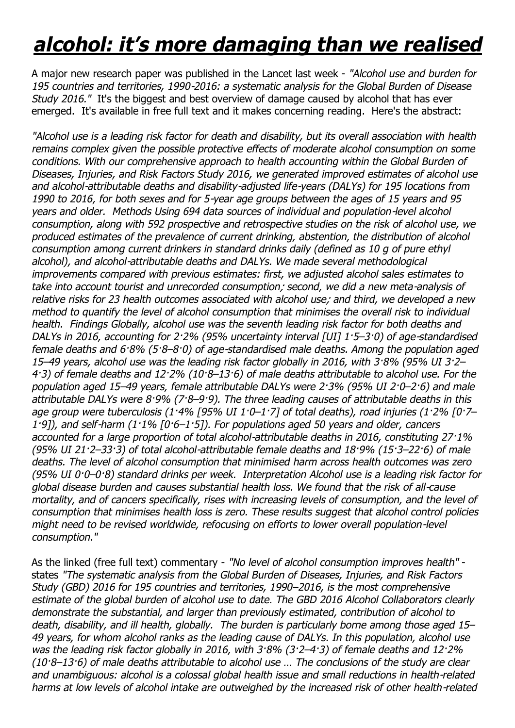# ***alcohol: it's more damaging than we realised***

A major new research paper was published in the Lancet last week - *"Alcohol use and burden for 195 countries and territories, 1990-2016: a systematic analysis for the Global Burden of Disease Study 2016."* It's the biggest and best overview of damage caused by alcohol that has ever emerged. It's available in free full text and it makes concerning reading. Here's the abstract:

*"Alcohol use is a leading risk factor for death and disability, but its overall association with health remains complex given the possible protective effects of moderate alcohol consumption on some conditions. With our comprehensive approach to health accounting within the Global Burden of Diseases, Injuries, and Risk Factors Study 2016, we generated improved estimates of alcohol use and alcohol-attributable deaths and disability-adjusted life-years (DALYs) for 195 locations from 1990 to 2016, for both sexes and for 5-year age groups between the ages of 15 years and 95 years and older. Methods Using 694 data sources of individual and population-level alcohol consumption, along with 592 prospective and retrospective studies on the risk of alcohol use, we produced estimates of the prevalence of current drinking, abstention, the distribution of alcohol consumption among current drinkers in standard drinks daily (defined as 10 g of pure ethyl alcohol), and alcohol-attributable deaths and DALYs. We made several methodological improvements compared with previous estimates: first, we adjusted alcohol sales estimates to take into account tourist and unrecorded consumption; second, we did a new meta-analysis of relative risks for 23 health outcomes associated with alcohol use; and third, we developed a new method to quantify the level of alcohol consumption that minimises the overall risk to individual health. Findings Globally, alcohol use was the seventh leading risk factor for both deaths and DALYs in 2016, accounting for 2·2% (95% uncertainty interval [UI] 1·5–3·0) of age-standardised female deaths and 6·8% (5·8–8·0) of age-standardised male deaths. Among the population aged 15–49 years, alcohol use was the leading risk factor globally in 2016, with 3·8% (95% UI 3·2–4·3) of female deaths and 12·2% (10·8–13·6) of male deaths attributable to alcohol use. For the population aged 15–49 years, female attributable DALYs were 2·3% (95% UI 2·0–2·6) and male attributable DALYs were 8·9% (7·8–9·9). The three leading causes of attributable deaths in this age group were tuberculosis (1·4% [95% UI 1·0–1·7] of total deaths), road injuries (1·2% [0·7–1·9]), and self-harm (1·1% [0·6–1·5]). For populations aged 50 years and older, cancers accounted for a large proportion of total alcohol-attributable deaths in 2016, constituting 27·1% (95% UI 21·2–33·3) of total alcohol-attributable female deaths and 18·9% (15·3–22·6) of male deaths. The level of alcohol consumption that minimised harm across health outcomes was zero (95% UI 0·0–0·8) standard drinks per week. Interpretation Alcohol use is a leading risk factor for global disease burden and causes substantial health loss. We found that the risk of all-cause mortality, and of cancers specifically, rises with increasing levels of consumption, and the level of consumption that minimises health loss is zero. These results suggest that alcohol control policies might need to be revised worldwide, refocusing on efforts to lower overall population-level consumption."*

As the linked (free full text) commentary - *"No level of alcohol consumption improves health"* - states *"The systematic analysis from the Global Burden of Diseases, Injuries, and Risk Factors Study (GBD) 2016 for 195 countries and territories, 1990–2016, is the most comprehensive estimate of the global burden of alcohol use to date. The GBD 2016 Alcohol Collaborators clearly demonstrate the substantial, and larger than previously estimated, contribution of alcohol to death, disability, and ill health, globally. The burden is particularly borne among those aged 15–49 years, for whom alcohol ranks as the leading cause of DALYs. In this population, alcohol use was the leading risk factor globally in 2016, with 3·8% (3·2–4·3) of female deaths and 12·2% (10·8–13·6) of male deaths attributable to alcohol use … The conclusions of the study are clear and unambiguous: alcohol is a colossal global health issue and small reductions in health-related harms at low levels of alcohol intake are outweighed by the increased risk of other health-related*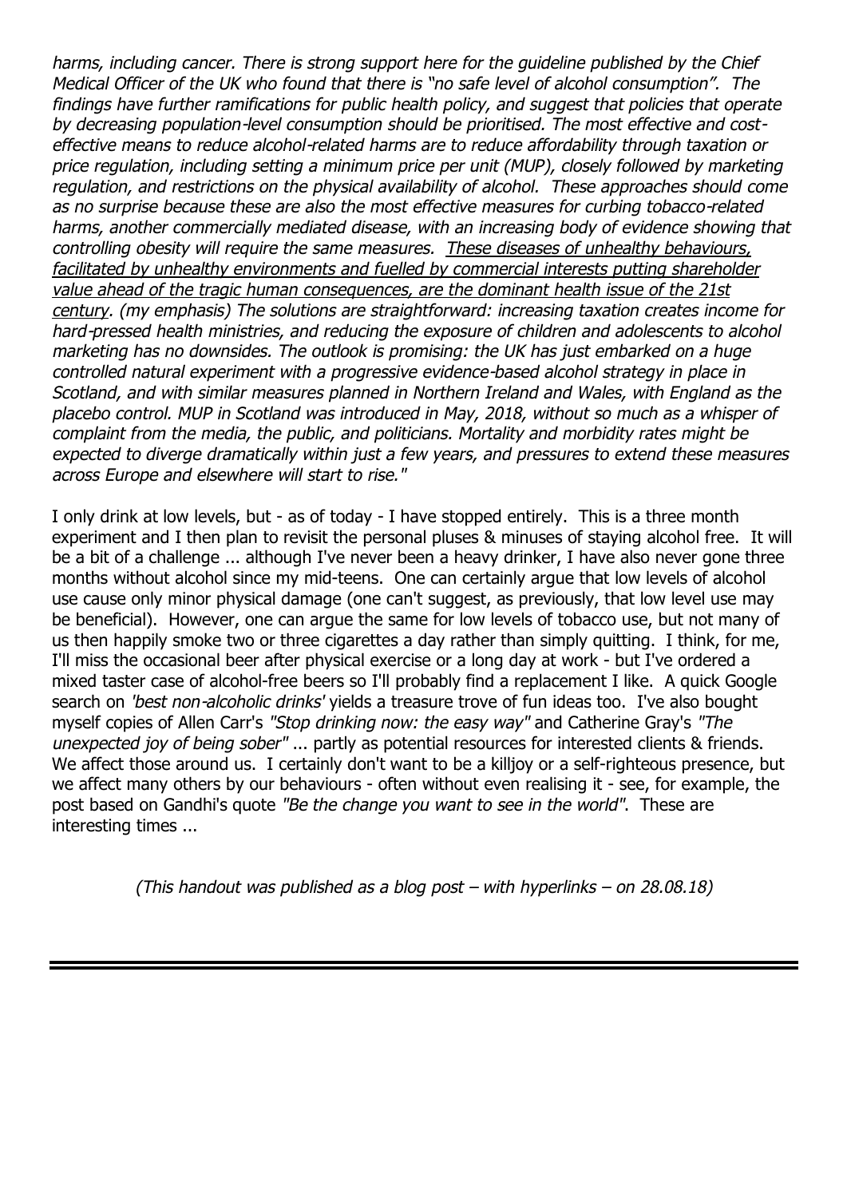*harms, including cancer. There is strong support here for the guideline published by the Chief Medical Officer of the UK who found that there is "no safe level of alcohol consumption". The findings have further ramifications for public health policy, and suggest that policies that operate by decreasing population-level consumption should be prioritised. The most effective and cost-effective means to reduce alcohol-related harms are to reduce affordability through taxation or price regulation, including setting a minimum price per unit (MUP), closely followed by marketing regulation, and restrictions on the physical availability of alcohol. These approaches should come as no surprise because these are also the most effective measures for curbing tobacco-related harms, another commercially mediated disease, with an increasing body of evidence showing that controlling obesity will require the same measures. <u>These diseases of unhealthy behaviours, facilitated by unhealthy environments and fuelled by commercial interests putting shareholder value ahead of the tragic human consequences, are the dominant health issue of the 21st century</u>. (my emphasis) The solutions are straightforward: increasing taxation creates income for hard-pressed health ministries, and reducing the exposure of children and adolescents to alcohol marketing has no downsides. The outlook is promising: the UK has just embarked on a huge controlled natural experiment with a progressive evidence-based alcohol strategy in place in Scotland, and with similar measures planned in Northern Ireland and Wales, with England as the placebo control. MUP in Scotland was introduced in May, 2018, without so much as a whisper of complaint from the media, the public, and politicians. Mortality and morbidity rates might be expected to diverge dramatically within just a few years, and pressures to extend these measures across Europe and elsewhere will start to rise."*

I only drink at low levels, but - as of today - I have stopped entirely. This is a three month experiment and I then plan to revisit the personal pluses & minuses of staying alcohol free. It will be a bit of a challenge ... although I've never been a heavy drinker, I have also never gone three months without alcohol since my mid-teens. One can certainly argue that low levels of alcohol use cause only minor physical damage (one can't suggest, as previously, that low level use may be beneficial). However, one can argue the same for low levels of tobacco use, but not many of us then happily smoke two or three cigarettes a day rather than simply quitting. I think, for me, I'll miss the occasional beer after physical exercise or a long day at work - but I've ordered a mixed taster case of alcohol-free beers so I'll probably find a replacement I like. A quick Google search on *'best non-alcoholic drinks'* yields a treasure trove of fun ideas too. I've also bought myself copies of Allen Carr's *"Stop drinking now: the easy way"* and Catherine Gray's *"The unexpected joy of being sober"* ... partly as potential resources for interested clients & friends. We affect those around us. I certainly don't want to be a killjoy or a self-righteous presence, but we affect many others by our behaviours - often without even realising it - see, for example, the post based on Gandhi's quote *"Be the change you want to see in the world"*. These are interesting times ...

*(This handout was published as a blog post – with hyperlinks – on 28.08.18)*